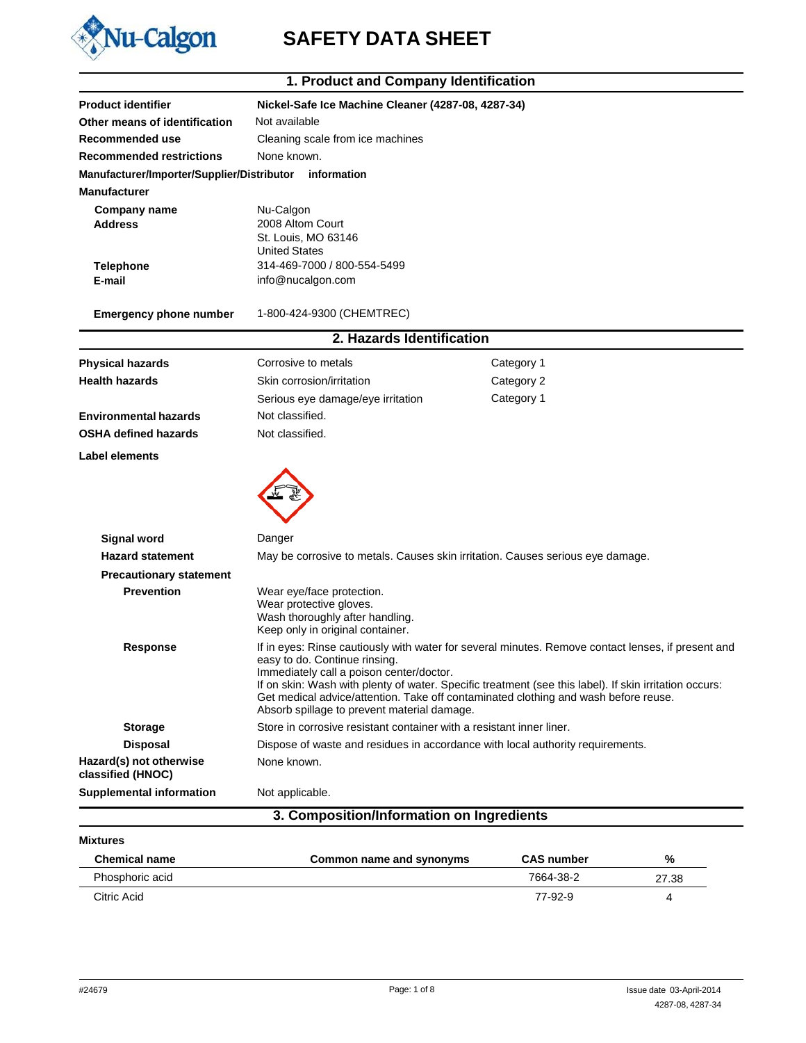# SAFETY DATA SHEET

## 1. Product and Company Identification

| | |
|---|---|
| **Product identifier** | **Nickel-Safe Ice Machine Cleaner (4287-08, 4287-34)** |
| **Other means of identification** | Not available |
| **Recommended use** | Cleaning scale from ice machines |
| **Recommended restrictions** | None known. |

**Manufacturer/Importer/Supplier/Distributor information**

**Manufacturer**

| | |
|---|---|
| **Company name** | Nu-Calgon |
| **Address** | 2008 Altom Court<br>St. Louis, MO 63146<br>United States |
| **Telephone** | 314-469-7000 / 800-554-5499 |
| **E-mail** | info@nucalgon.com |
| **Emergency phone number** | 1-800-424-9300 (CHEMTREC) |

## 2. Hazards Identification

| | | |
|---|---|---|
| **Physical hazards** | Corrosive to metals | Category 1 |
| **Health hazards** | Skin corrosion/irritation | Category 2 |
| | Serious eye damage/eye irritation | Category 1 |
| **Environmental hazards** | Not classified. | |
| **OSHA defined hazards** | Not classified. | |

**Label elements**

**Signal word** Danger

**Hazard statement** May be corrosive to metals. Causes skin irritation. Causes serious eye damage.

**Precautionary statement**

**Prevention**
Wear eye/face protection.
Wear protective gloves.
Wash thoroughly after handling.
Keep only in original container.

**Response**
If in eyes: Rinse cautiously with water for several minutes. Remove contact lenses, if present and easy to do. Continue rinsing.
Immediately call a poison center/doctor.
If on skin: Wash with plenty of water. Specific treatment (see this label). If skin irritation occurs: Get medical advice/attention. Take off contaminated clothing and wash before reuse.
Absorb spillage to prevent material damage.

**Storage** Store in corrosive resistant container with a resistant inner liner.

**Disposal** Dispose of waste and residues in accordance with local authority requirements.

**Hazard(s) not otherwise classified (HNOC)** None known.

**Supplemental information** Not applicable.

## 3. Composition/Information on Ingredients

**Mixtures**

| Chemical name | Common name and synonyms | CAS number | % |
|---|---|---|---|
| Phosphoric acid | | 7664-38-2 | 27.38 |
| Citric Acid | | 77-92-9 | 4 |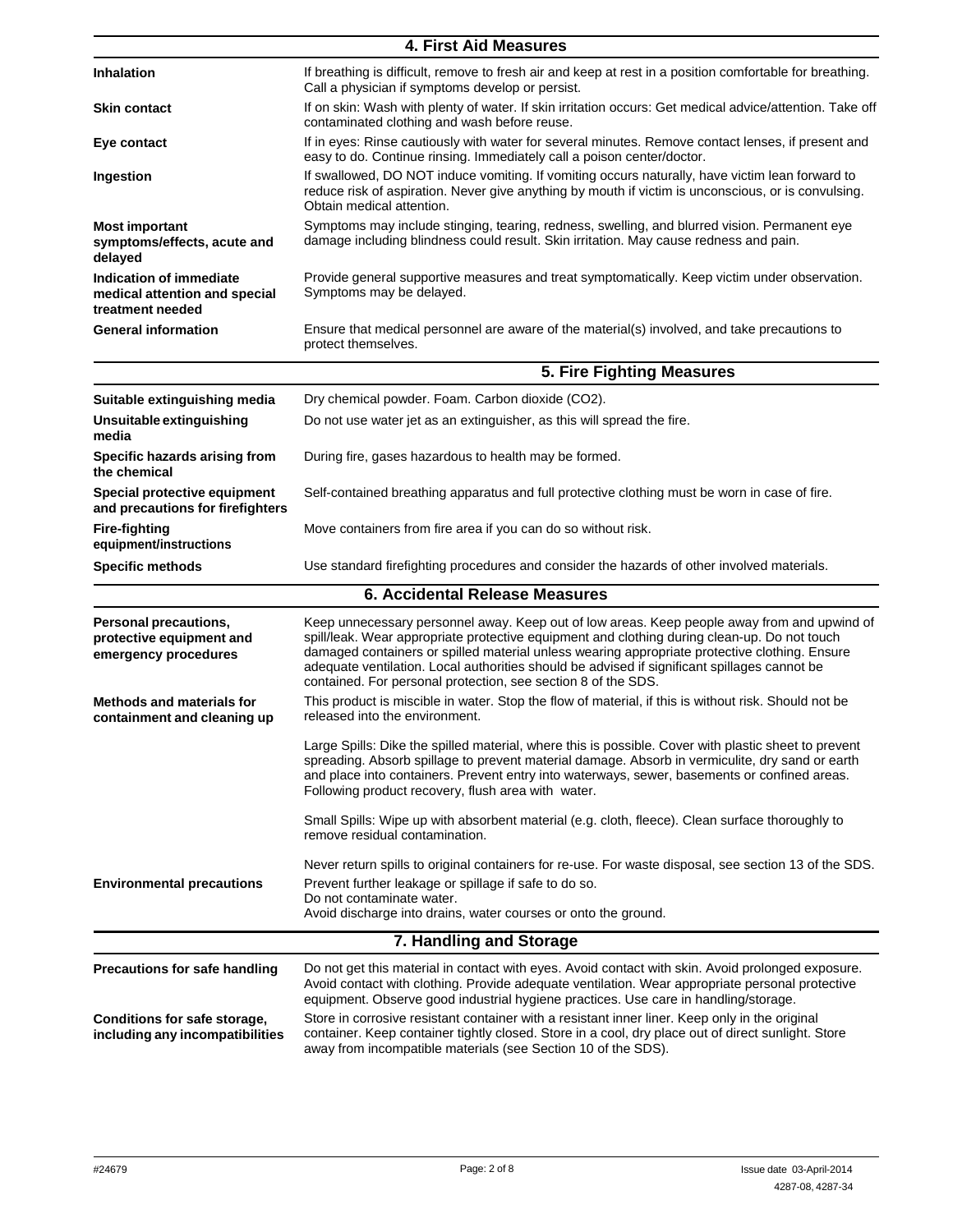## 4. First Aid Measures

| | |
|---|---|
| **Inhalation** | If breathing is difficult, remove to fresh air and keep at rest in a position comfortable for breathing. Call a physician if symptoms develop or persist. |
| **Skin contact** | If on skin: Wash with plenty of water. If skin irritation occurs: Get medical advice/attention. Take off contaminated clothing and wash before reuse. |
| **Eye contact** | If in eyes: Rinse cautiously with water for several minutes. Remove contact lenses, if present and easy to do. Continue rinsing. Immediately call a poison center/doctor. |
| **Ingestion** | If swallowed, DO NOT induce vomiting. If vomiting occurs naturally, have victim lean forward to reduce risk of aspiration. Never give anything by mouth if victim is unconscious, or is convulsing. Obtain medical attention. |
| **Most important symptoms/effects, acute and delayed** | Symptoms may include stinging, tearing, redness, swelling, and blurred vision. Permanent eye damage including blindness could result. Skin irritation. May cause redness and pain. |
| **Indication of immediate medical attention and special treatment needed** | Provide general supportive measures and treat symptomatically. Keep victim under observation. Symptoms may be delayed. |
| **General information** | Ensure that medical personnel are aware of the material(s) involved, and take precautions to protect themselves. |

## 5. Fire Fighting Measures

| | |
|---|---|
| **Suitable extinguishing media** | Dry chemical powder. Foam. Carbon dioxide ($CO_2$). |
| **Unsuitable extinguishing media** | Do not use water jet as an extinguisher, as this will spread the fire. |
| **Specific hazards arising from the chemical** | During fire, gases hazardous to health may be formed. |
| **Special protective equipment and precautions for firefighters** | Self-contained breathing apparatus and full protective clothing must be worn in case of fire. |
| **Fire-fighting equipment/instructions** | Move containers from fire area if you can do so without risk. |
| **Specific methods** | Use standard firefighting procedures and consider the hazards of other involved materials. |

## 6. Accidental Release Measures

| | |
|---|---|
| **Personal precautions, protective equipment and emergency procedures** | Keep unnecessary personnel away. Keep out of low areas. Keep people away from and upwind of spill/leak. Wear appropriate protective equipment and clothing during clean-up. Do not touch damaged containers or spilled material unless wearing appropriate protective clothing. Ensure adequate ventilation. Local authorities should be advised if significant spillages cannot be contained. For personal protection, see section 8 of the SDS. |
| **Methods and materials for containment and cleaning up** | This product is miscible in water. Stop the flow of material, if this is without risk. Should not be released into the environment.<br><br>Large Spills: Dike the spilled material, where this is possible. Cover with plastic sheet to prevent spreading. Absorb spillage to prevent material damage. Absorb in vermiculite, dry sand or earth and place into containers. Prevent entry into waterways, sewer, basements or confined areas. Following product recovery, flush area with water.<br><br>Small Spills: Wipe up with absorbent material (e.g. cloth, fleece). Clean surface thoroughly to remove residual contamination.<br><br>Never return spills to original containers for re-use. For waste disposal, see section 13 of the SDS. |
| **Environmental precautions** | Prevent further leakage or spillage if safe to do so.<br>Do not contaminate water.<br>Avoid discharge into drains, water courses or onto the ground. |

## 7. Handling and Storage

| | |
|---|---|
| **Precautions for safe handling** | Do not get this material in contact with eyes. Avoid contact with skin. Avoid prolonged exposure. Avoid contact with clothing. Provide adequate ventilation. Wear appropriate personal protective equipment. Observe good industrial hygiene practices. Use care in handling/storage. |
| **Conditions for safe storage, including any incompatibilities** | Store in corrosive resistant container with a resistant inner liner. Keep only in the original container. Keep container tightly closed. Store in a cool, dry place out of direct sunlight. Store away from incompatible materials (see Section 10 of the SDS). |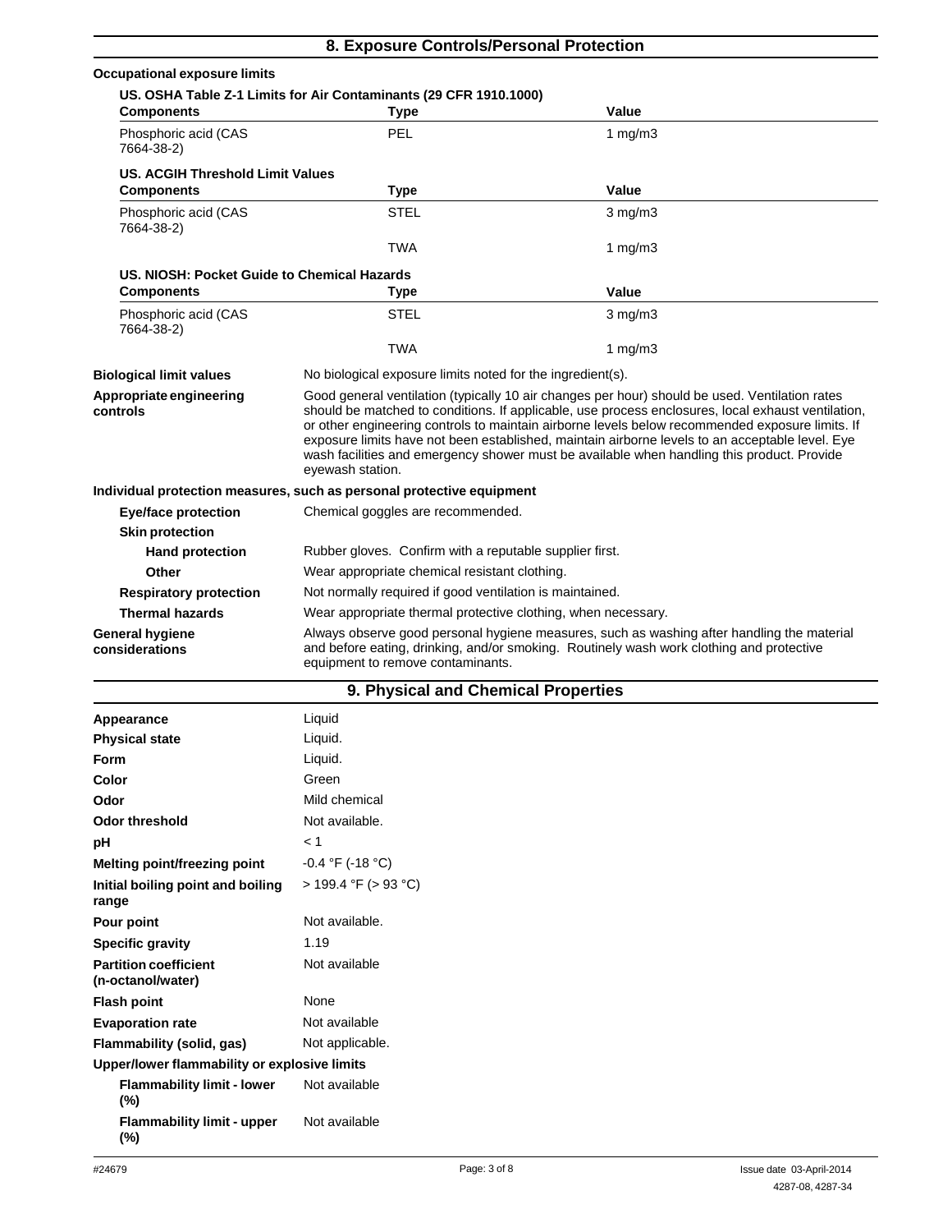## 8. Exposure Controls/Personal Protection

**Occupational exposure limits**

**US. OSHA Table Z-1 Limits for Air Contaminants (29 CFR 1910.1000)**

| Components | Type | Value |
|---|---|---|
| Phosphoric acid (CAS 7664-38-2) | PEL | 1 mg/m3 |

**US. ACGIH Threshold Limit Values**

| Components | Type | Value |
|---|---|---|
| Phosphoric acid (CAS 7664-38-2) | STEL | 3 mg/m3 |
| | TWA | 1 mg/m3 |

**US. NIOSH: Pocket Guide to Chemical Hazards**

| Components | Type | Value |
|---|---|---|
| Phosphoric acid (CAS 7664-38-2) | STEL | 3 mg/m3 |
| | TWA | 1 mg/m3 |

**Biological limit values** No biological exposure limits noted for the ingredient(s).

**Appropriate engineering controls** Good general ventilation (typically 10 air changes per hour) should be used. Ventilation rates should be matched to conditions. If applicable, use process enclosures, local exhaust ventilation, or other engineering controls to maintain airborne levels below recommended exposure limits. If exposure limits have not been established, maintain airborne levels to an acceptable level. Eye wash facilities and emergency shower must be available when handling this product. Provide eyewash station.

**Individual protection measures, such as personal protective equipment**

**Eye/face protection** Chemical goggles are recommended.

**Skin protection**

**Hand protection** Rubber gloves. Confirm with a reputable supplier first.

**Other** Wear appropriate chemical resistant clothing.

**Respiratory protection** Not normally required if good ventilation is maintained.

**Thermal hazards** Wear appropriate thermal protective clothing, when necessary.

**General hygiene considerations** Always observe good personal hygiene measures, such as washing after handling the material and before eating, drinking, and/or smoking. Routinely wash work clothing and protective equipment to remove contaminants.

## 9. Physical and Chemical Properties

| | |
|---|---|
| **Appearance** | Liquid |
| **Physical state** | Liquid. |
| **Form** | Liquid. |
| **Color** | Green |
| **Odor** | Mild chemical |
| **Odor threshold** | Not available. |
| **pH** | < 1 |
| **Melting point/freezing point** | -0.4 °F (-18 °C) |
| **Initial boiling point and boiling range** | > 199.4 °F (> 93 °C) |
| **Pour point** | Not available. |
| **Specific gravity** | 1.19 |
| **Partition coefficient (n-octanol/water)** | Not available |
| **Flash point** | None |
| **Evaporation rate** | Not available |
| **Flammability (solid, gas)** | Not applicable. |
| **Upper/lower flammability or explosive limits** | |
| **Flammability limit - lower (%)** | Not available |
| **Flammability limit - upper (%)** | Not available |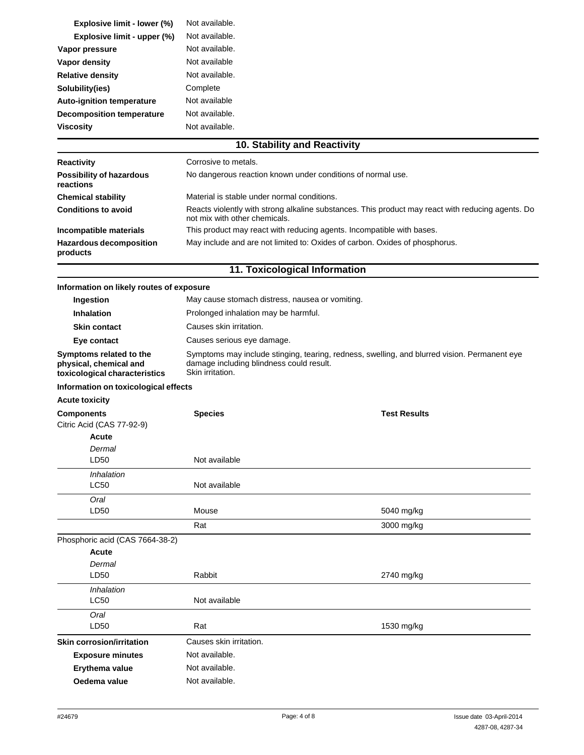| | |
|---|---|
| **Explosive limit - lower (%)** | Not available. |
| **Explosive limit - upper (%)** | Not available. |
| **Vapor pressure** | Not available. |
| **Vapor density** | Not available |
| **Relative density** | Not available. |
| **Solubility(ies)** | Complete |
| **Auto-ignition temperature** | Not available |
| **Decomposition temperature** | Not available. |
| **Viscosity** | Not available. |

## 10. Stability and Reactivity

| | |
|---|---|
| **Reactivity** | Corrosive to metals. |
| **Possibility of hazardous reactions** | No dangerous reaction known under conditions of normal use. |
| **Chemical stability** | Material is stable under normal conditions. |
| **Conditions to avoid** | Reacts violently with strong alkaline substances. This product may react with reducing agents. Do not mix with other chemicals. |
| **Incompatible materials** | This product may react with reducing agents. Incompatible with bases. |
| **Hazardous decomposition products** | May include and are not limited to: Oxides of carbon. Oxides of phosphorus. |

## 11. Toxicological Information

**Information on likely routes of exposure**

| | |
|---|---|
| **Ingestion** | May cause stomach distress, nausea or vomiting. |
| **Inhalation** | Prolonged inhalation may be harmful. |
| **Skin contact** | Causes skin irritation. |
| **Eye contact** | Causes serious eye damage. |
| **Symptoms related to the physical, chemical and toxicological characteristics** | Symptoms may include stinging, tearing, redness, swelling, and blurred vision. Permanent eye damage including blindness could result. Skin irritation. |

**Information on toxicological effects**

**Acute toxicity**

| **Components** | **Species** | **Test Results** |
|---|---|---|
| Citric Acid (CAS 77-92-9) | | |
| **Acute** | | |
| *Dermal* | | |
| LD50 | Not available | |
| *Inhalation* | | |
| LC50 | Not available | |
| *Oral* | | |
| LD50 | Mouse | 5040 mg/kg |
| | Rat | 3000 mg/kg |
| Phosphoric acid (CAS 7664-38-2) | | |
| **Acute** | | |
| *Dermal* | | |
| LD50 | Rabbit | 2740 mg/kg |
| *Inhalation* | | |
| LC50 | Not available | |
| *Oral* | | |
| LD50 | Rat | 1530 mg/kg |

| | |
|---|---|
| **Skin corrosion/irritation** | Causes skin irritation. |
| **Exposure minutes** | Not available. |
| **Erythema value** | Not available. |
| **Oedema value** | Not available. |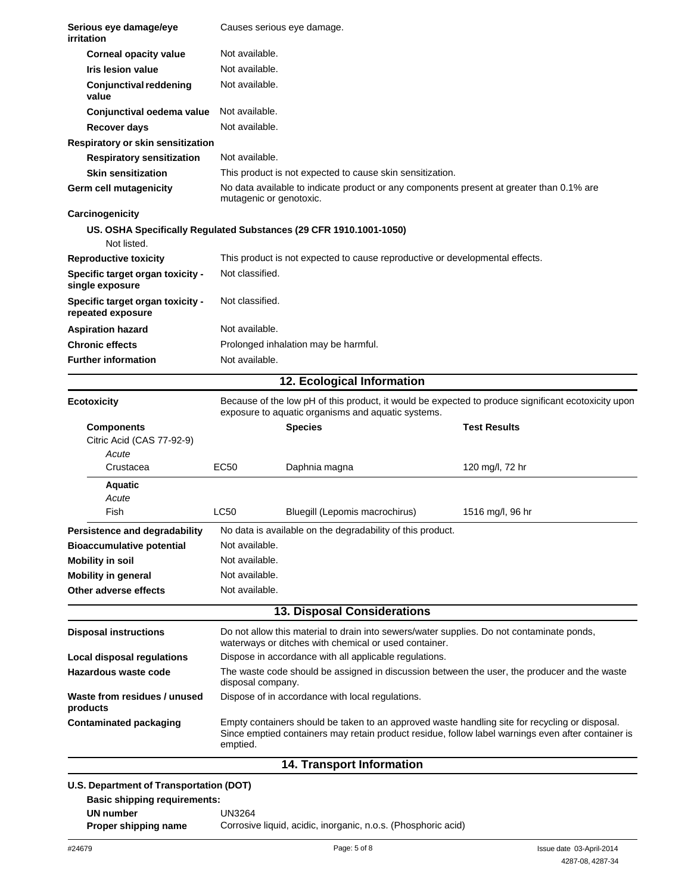| | |
|---|---|
| **Serious eye damage/eye irritation** | Causes serious eye damage. |
| **Corneal opacity value** | Not available. |
| **Iris lesion value** | Not available. |
| **Conjunctival reddening value** | Not available. |
| **Conjunctival oedema value** | Not available. |
| **Recover days** | Not available. |
| **Respiratory or skin sensitization** | |
| **Respiratory sensitization** | Not available. |
| **Skin sensitization** | This product is not expected to cause skin sensitization. |
| **Germ cell mutagenicity** | No data available to indicate product or any components present at greater than 0.1% are mutagenic or genotoxic. |
| **Carcinogenicity** | |

**US. OSHA Specifically Regulated Substances (29 CFR 1910.1001-1050)**

Not listed.

| | |
|---|---|
| **Reproductive toxicity** | This product is not expected to cause reproductive or developmental effects. |
| **Specific target organ toxicity - single exposure** | Not classified. |
| **Specific target organ toxicity - repeated exposure** | Not classified. |
| **Aspiration hazard** | Not available. |
| **Chronic effects** | Prolonged inhalation may be harmful. |
| **Further information** | Not available. |

## 12. Ecological Information

**Ecotoxicity** Because of the low pH of this product, it would be expected to produce significant ecotoxicity upon exposure to aquatic organisms and aquatic systems.

| Components | | Species | Test Results |
|---|---|---|---|
| Citric Acid (CAS 77-92-9) | | | |
| *Acute* | | | |
| Crustacea | EC50 | Daphnia magna | 120 mg/l, 72 hr |
| **Aquatic** | | | |
| *Acute* | | | |
| Fish | LC50 | Bluegill (Lepomis macrochirus) | 1516 mg/l, 96 hr |

| | |
|---|---|
| **Persistence and degradability** | No data is available on the degradability of this product. |
| **Bioaccumulative potential** | Not available. |
| **Mobility in soil** | Not available. |
| **Mobility in general** | Not available. |
| **Other adverse effects** | Not available. |

## 13. Disposal Considerations

| | |
|---|---|
| **Disposal instructions** | Do not allow this material to drain into sewers/water supplies. Do not contaminate ponds, waterways or ditches with chemical or used container. |
| **Local disposal regulations** | Dispose in accordance with all applicable regulations. |
| **Hazardous waste code** | The waste code should be assigned in discussion between the user, the producer and the waste disposal company. |
| **Waste from residues / unused products** | Dispose of in accordance with local regulations. |
| **Contaminated packaging** | Empty containers should be taken to an approved waste handling site for recycling or disposal. Since emptied containers may retain product residue, follow label warnings even after container is emptied. |

## 14. Transport Information

**U.S. Department of Transportation (DOT)**

**Basic shipping requirements:**

| | |
|---|---|
| **UN number** | UN3264 |
| **Proper shipping name** | Corrosive liquid, acidic, inorganic, n.o.s. (Phosphoric acid) |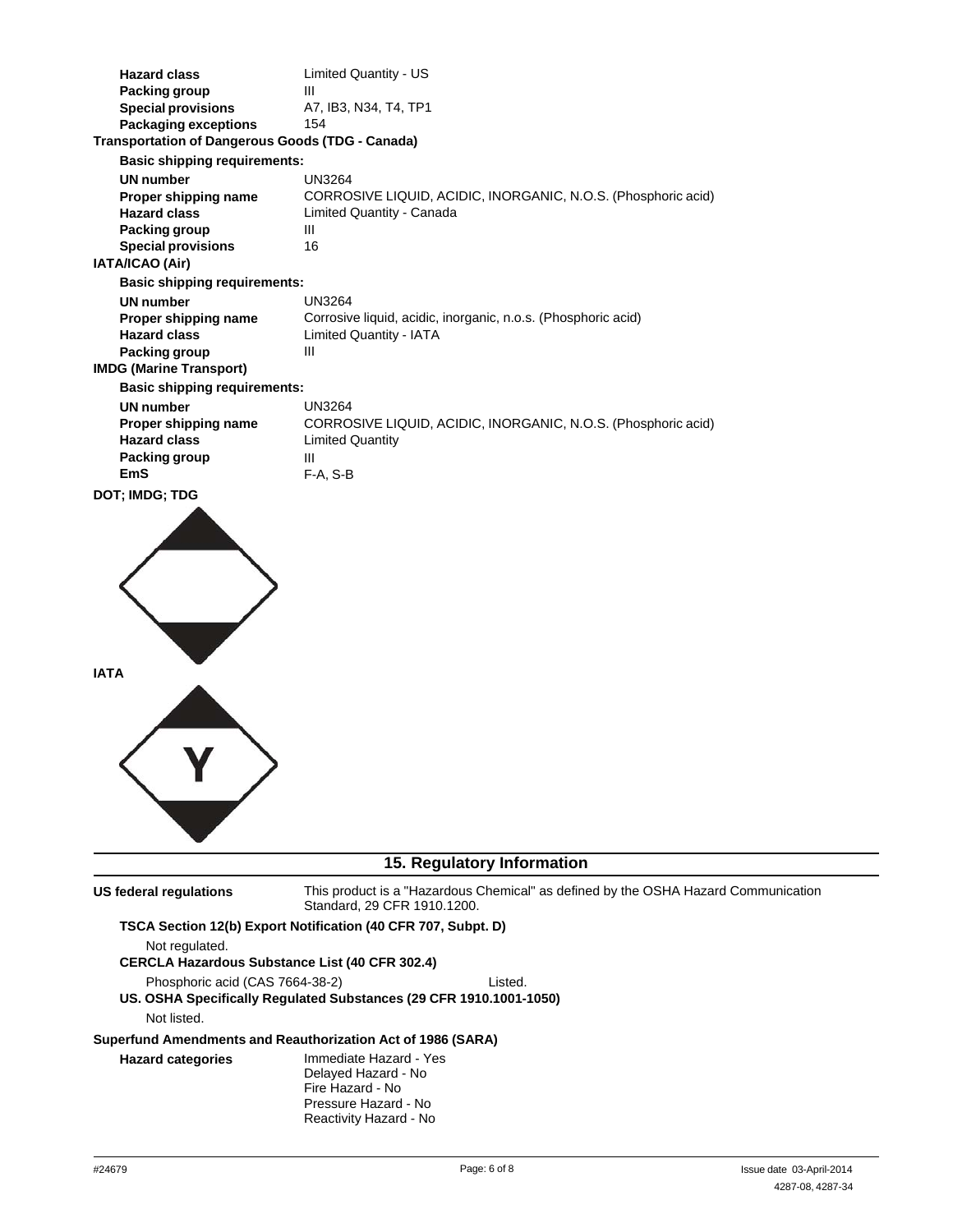| | |
|---|---|
| **Hazard class** | Limited Quantity - US |
| **Packing group** | III |
| **Special provisions** | A7, IB3, N34, T4, TP1 |
| **Packaging exceptions** | 154 |

**Transportation of Dangerous Goods (TDG - Canada)**

**Basic shipping requirements:**

| | |
|---|---|
| **UN number** | UN3264 |
| **Proper shipping name** | CORROSIVE LIQUID, ACIDIC, INORGANIC, N.O.S. (Phosphoric acid) |
| **Hazard class** | Limited Quantity - Canada |
| **Packing group** | III |
| **Special provisions** | 16 |

**IATA/ICAO (Air)**

**Basic shipping requirements:**

| | |
|---|---|
| **UN number** | UN3264 |
| **Proper shipping name** | Corrosive liquid, acidic, inorganic, n.o.s. (Phosphoric acid) |
| **Hazard class** | Limited Quantity - IATA |
| **Packing group** | III |

**IMDG (Marine Transport)**

**Basic shipping requirements:**

| | |
|---|---|
| **UN number** | UN3264 |
| **Proper shipping name** | CORROSIVE LIQUID, ACIDIC, INORGANIC, N.O.S. (Phosphoric acid) |
| **Hazard class** | Limited Quantity |
| **Packing group** | III |
| **EmS** | F-A, S-B |

**DOT; IMDG; TDG**

**IATA**

Y

## 15. Regulatory Information

**US federal regulations** This product is a "Hazardous Chemical" as defined by the OSHA Hazard Communication Standard, 29 CFR 1910.1200.

**TSCA Section 12(b) Export Notification (40 CFR 707, Subpt. D)**

Not regulated.

**CERCLA Hazardous Substance List (40 CFR 302.4)**

Phosphoric acid (CAS 7664-38-2) Listed.

**US. OSHA Specifically Regulated Substances (29 CFR 1910.1001-1050)**

Not listed.

**Superfund Amendments and Reauthorization Act of 1986 (SARA)**

**Hazard categories**

Immediate Hazard - Yes
Delayed Hazard - No
Fire Hazard - No
Pressure Hazard - No
Reactivity Hazard - No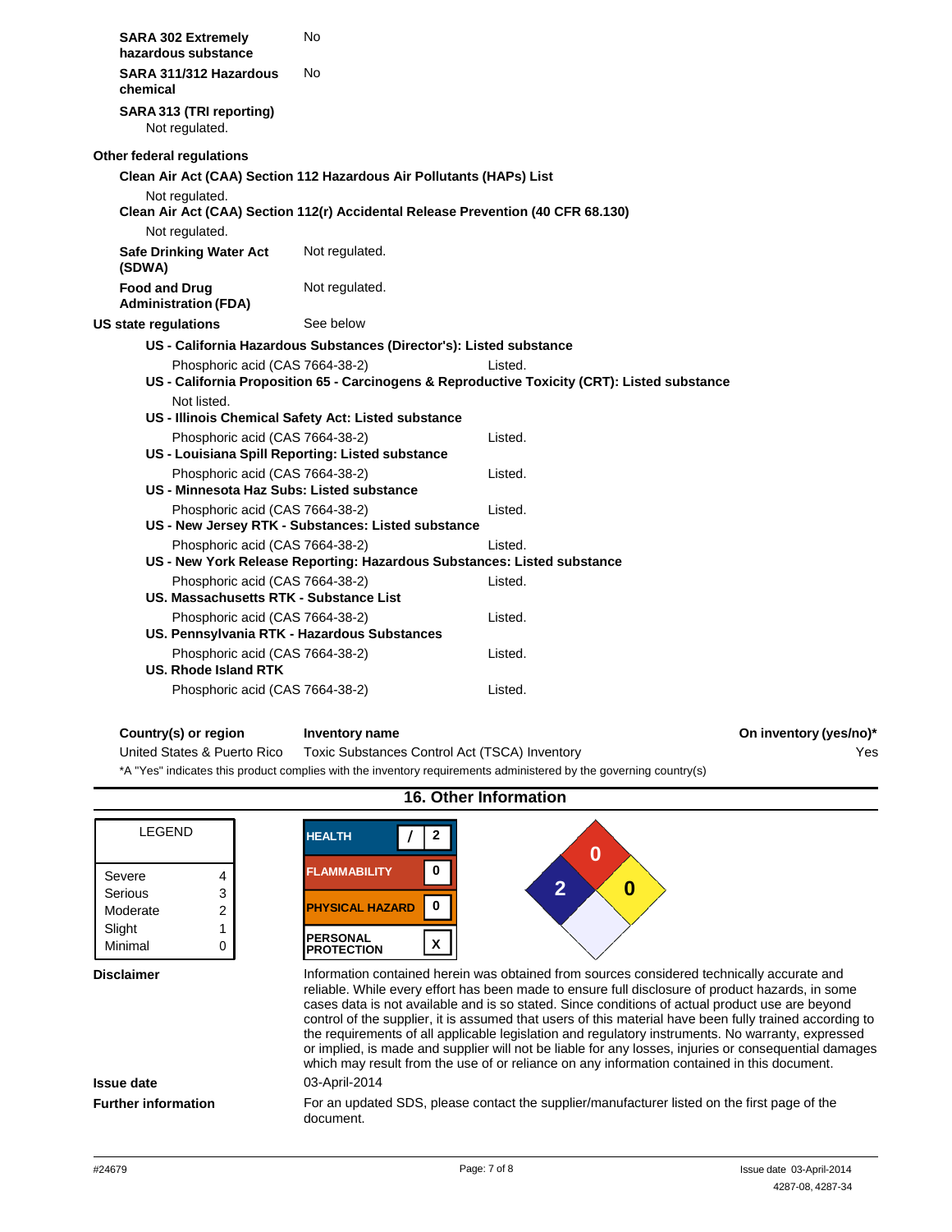**SARA 302 Extremely hazardous substance** No

**SARA 311/312 Hazardous chemical** No

**SARA 313 (TRI reporting)**

Not regulated.

**Other federal regulations**

**Clean Air Act (CAA) Section 112 Hazardous Air Pollutants (HAPs) List**

Not regulated.

**Clean Air Act (CAA) Section 112(r) Accidental Release Prevention (40 CFR 68.130)**

Not regulated.

**Safe Drinking Water Act (SDWA)** Not regulated.

**Food and Drug Administration (FDA)** Not regulated.

**US state regulations** See below

**US - California Hazardous Substances (Director's): Listed substance**

Phosphoric acid (CAS 7664-38-2) Listed.

**US - California Proposition 65 - Carcinogens & Reproductive Toxicity (CRT): Listed substance**

Not listed.

**US - Illinois Chemical Safety Act: Listed substance**

Phosphoric acid (CAS 7664-38-2) Listed.

**US - Louisiana Spill Reporting: Listed substance**

Phosphoric acid (CAS 7664-38-2) Listed.

**US - Minnesota Haz Subs: Listed substance**

Phosphoric acid (CAS 7664-38-2) Listed.

**US - New Jersey RTK - Substances: Listed substance**

Phosphoric acid (CAS 7664-38-2) Listed.

**US - New York Release Reporting: Hazardous Substances: Listed substance**

Phosphoric acid (CAS 7664-38-2) Listed.

**US. Massachusetts RTK - Substance List**

Phosphoric acid (CAS 7664-38-2) Listed.

**US. Pennsylvania RTK - Hazardous Substances**

Phosphoric acid (CAS 7664-38-2) Listed.

**US. Rhode Island RTK**

Phosphoric acid (CAS 7664-38-2) Listed.

| Country(s) or region | Inventory name | On inventory (yes/no)* |
|---|---|---|
| United States & Puerto Rico | Toxic Substances Control Act (TSCA) Inventory | Yes |

*A "Yes" indicates this product complies with the inventory requirements administered by the governing country(s)

## 16. Other Information

| LEGEND | |
|---|---|
| Severe | 4 |
| Serious | 3 |
| Moderate | 2 |
| Slight | 1 |
| Minimal | 0 |

| | |
|---|---|
| HEALTH | / 2 |
| FLAMMABILITY | 0 |
| PHYSICAL HAZARD | 0 |
| PERSONAL PROTECTION | X |

NFPA: Health 2, Flammability 0, Instability 0

**Disclaimer** Information contained herein was obtained from sources considered technically accurate and reliable. While every effort has been made to ensure full disclosure of product hazards, in some cases data is not available and is so stated. Since conditions of actual product use are beyond control of the supplier, it is assumed that users of this material have been fully trained according to the requirements of all applicable legislation and regulatory instruments. No warranty, expressed or implied, is made and supplier will not be liable for any losses, injuries or consequential damages which may result from the use of or reliance on any information contained in this document.

**Issue date** 03-April-2014

**Further information** For an updated SDS, please contact the supplier/manufacturer listed on the first page of the document.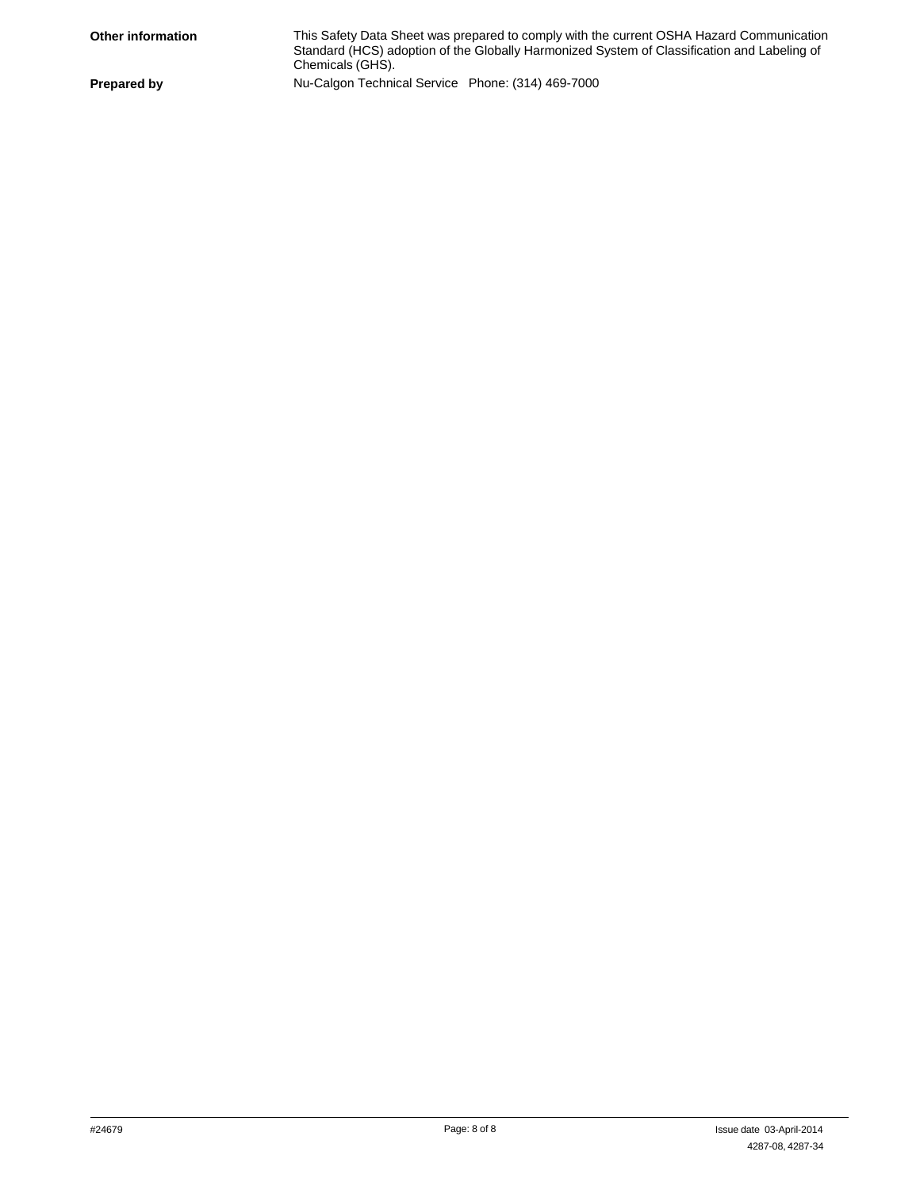| | |
|---|---|
| **Other information** | This Safety Data Sheet was prepared to comply with the current OSHA Hazard Communication Standard (HCS) adoption of the Globally Harmonized System of Classification and Labeling of Chemicals (GHS). |
| **Prepared by** | Nu-Calgon Technical Service Phone: (314) 469-7000 |